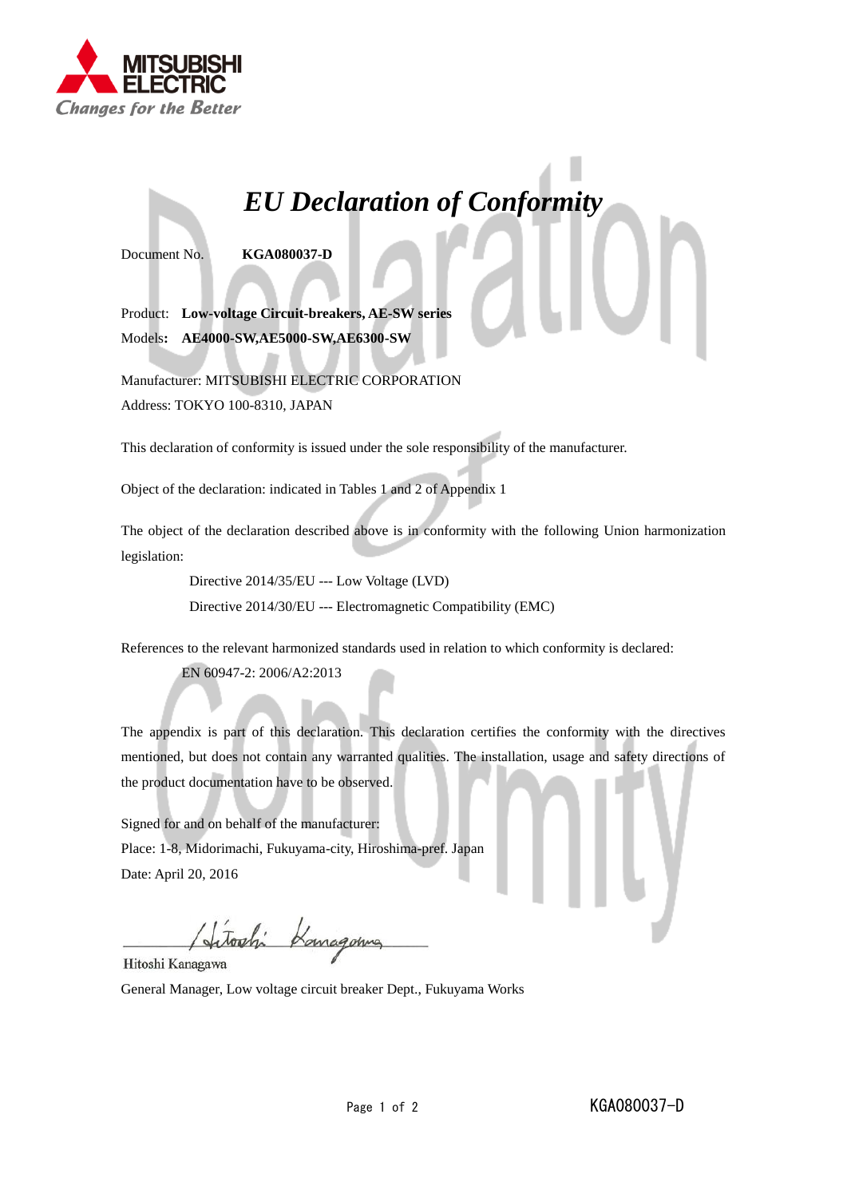MITSUBISHI ELECTRIC
*Changes for the Better*

# *EU Declaration of Conformity*

Document No. **KGA080037-D**

Product: **Low-voltage Circuit-breakers, AE-SW series**
Models**: AE4000-SW,AE5000-SW,AE6300-SW**

Manufacturer: MITSUBISHI ELECTRIC CORPORATION
Address: TOKYO 100-8310, JAPAN

This declaration of conformity is issued under the sole responsibility of the manufacturer.

Object of the declaration: indicated in Tables 1 and 2 of Appendix 1

The object of the declaration described above is in conformity with the following Union harmonization legislation:

Directive 2014/35/EU --- Low Voltage (LVD)
Directive 2014/30/EU --- Electromagnetic Compatibility (EMC)

References to the relevant harmonized standards used in relation to which conformity is declared:

EN 60947-2: 2006/A2:2013

The appendix is part of this declaration. This declaration certifies the conformity with the directives mentioned, but does not contain any warranted qualities. The installation, usage and safety directions of the product documentation have to be observed.

Signed for and on behalf of the manufacturer:
Place: 1-8, Midorimachi, Fukuyama-city, Hiroshima-pref. Japan
Date: April 20, 2016

Hitoshi Kanagawa
General Manager, Low voltage circuit breaker Dept., Fukuyama Works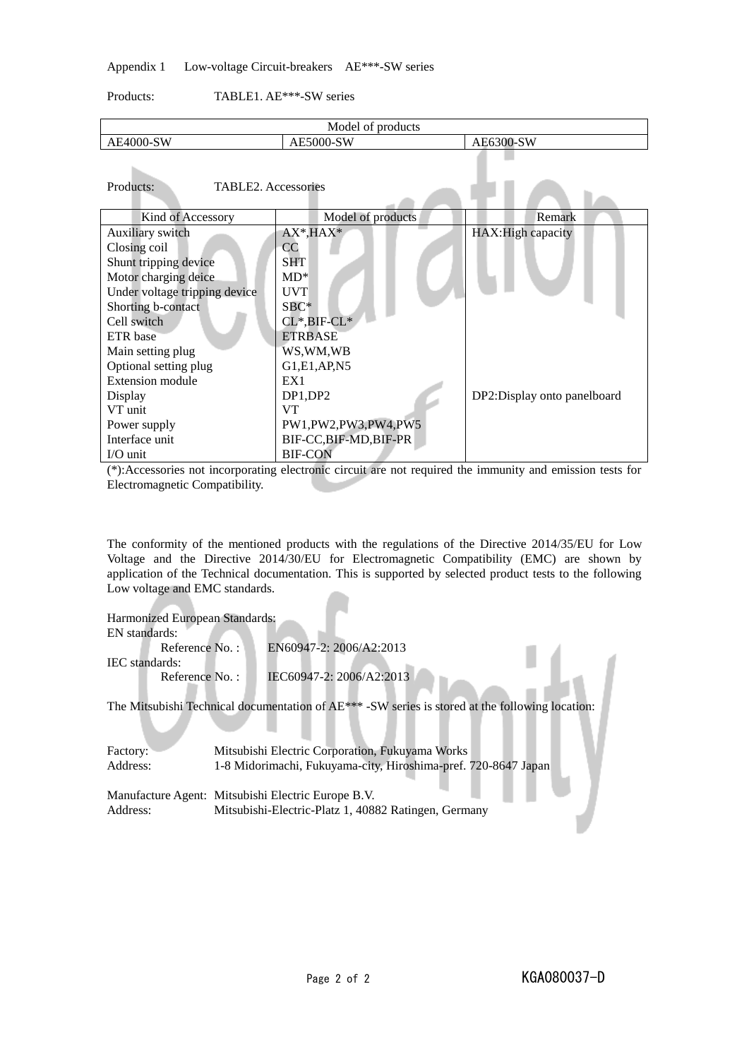Appendix 1 Low-voltage Circuit-breakers AE***-SW series

Products: TABLE1. AE***-SW series

| Model of products | | |
|---|---|---|
| AE4000-SW | AE5000-SW | AE6300-SW |

Products: TABLE2. Accessories

| Kind of Accessory | Model of products | Remark |
|---|---|---|
| Auxiliary switch | AX*,HAX* | HAX:High capacity |
| Closing coil | CC | |
| Shunt tripping device | SHT | |
| Motor charging deice | MD* | |
| Under voltage tripping device | UVT | |
| Shorting b-contact | SBC* | |
| Cell switch | CL*,BIF-CL* | |
| ETR base | ETRBASE | |
| Main setting plug | WS,WM,WB | |
| Optional setting plug | G1,E1,AP,N5 | |
| Extension module | EX1 | |
| Display | DP1,DP2 | DP2:Display onto panelboard |
| VT unit | VT | |
| Power supply | PW1,PW2,PW3,PW4,PW5 | |
| Interface unit | BIF-CC,BIF-MD,BIF-PR | |
| I/O unit | BIF-CON | |

(*):Accessories not incorporating electronic circuit are not required the immunity and emission tests for Electromagnetic Compatibility.

The conformity of the mentioned products with the regulations of the Directive 2014/35/EU for Low Voltage and the Directive 2014/30/EU for Electromagnetic Compatibility (EMC) are shown by application of the Technical documentation. This is supported by selected product tests to the following Low voltage and EMC standards.

Harmonized European Standards:
EN standards:
Reference No. : EN60947-2: 2006/A2:2013
IEC standards:
Reference No. : IEC60947-2: 2006/A2:2013

The Mitsubishi Technical documentation of AE*** -SW series is stored at the following location:

Factory: Mitsubishi Electric Corporation, Fukuyama Works
Address: 1-8 Midorimachi, Fukuyama-city, Hiroshima-pref. 720-8647 Japan

Manufacture Agent: Mitsubishi Electric Europe B.V.
Address: Mitsubishi-Electric-Platz 1, 40882 Ratingen, Germany

KGA080037-D